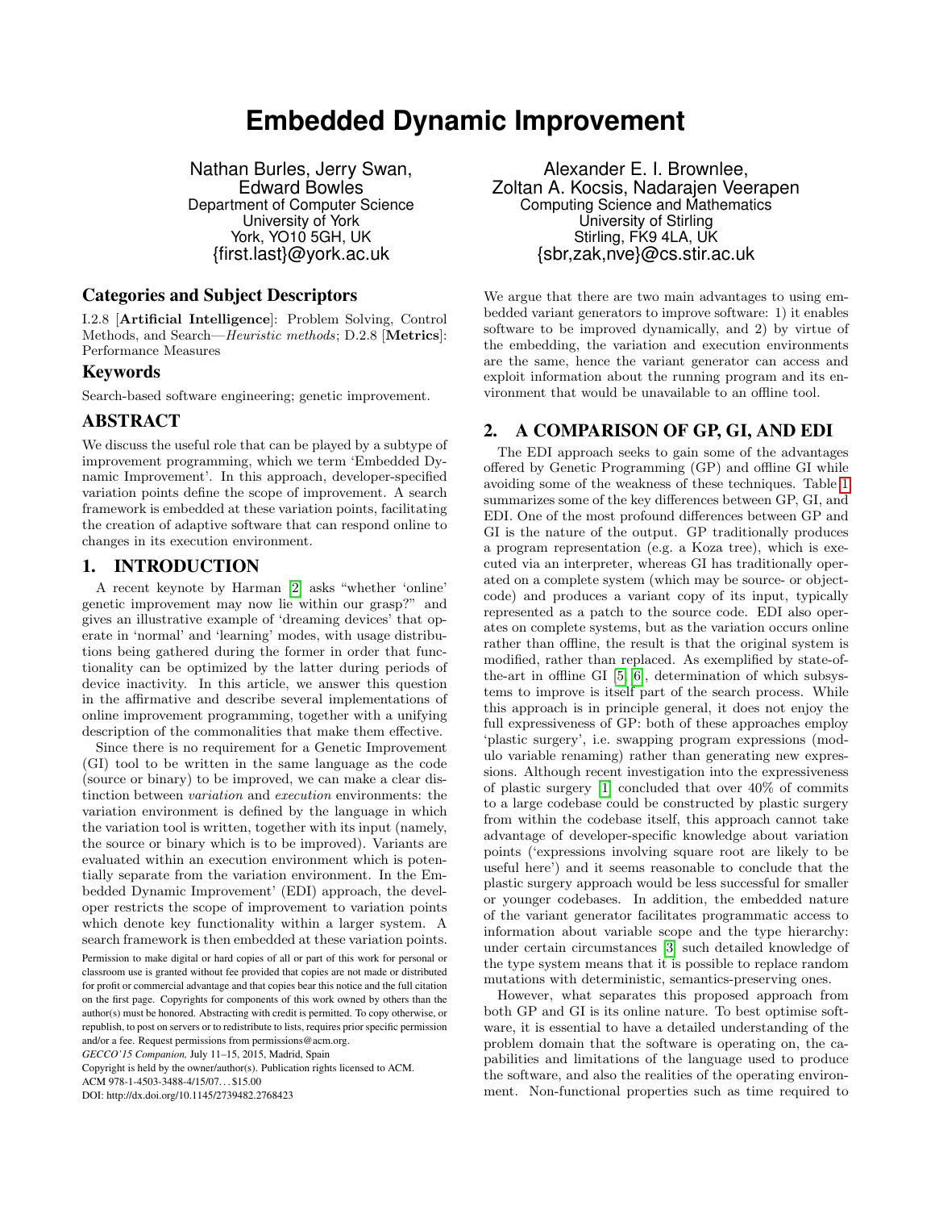# Embedded Dynamic Improvement

Nathan Burles, Jerry Swan, Edward Bowles
Department of Computer Science
University of York
York, YO10 5GH, UK
{first.last}@york.ac.uk

Alexander E. I. Brownlee, Zoltan A. Kocsis, Nadarajen Veerapen
Computing Science and Mathematics
University of Stirling
Stirling, FK9 4LA, UK
{sbr,zak,nve}@cs.stir.ac.uk

## Categories and Subject Descriptors

I.2.8 [**Artificial Intelligence**]: Problem Solving, Control Methods, and Search—*Heuristic methods*; D.2.8 [**Metrics**]: Performance Measures

## Keywords

Search-based software engineering; genetic improvement.

## ABSTRACT

We discuss the useful role that can be played by a subtype of improvement programming, which we term 'Embedded Dynamic Improvement'. In this approach, developer-specified variation points define the scope of improvement. A search framework is embedded at these variation points, facilitating the creation of adaptive software that can respond online to changes in its execution environment.

## 1. INTRODUCTION

A recent keynote by Harman [2] asks "whether 'online' genetic improvement may now lie within our grasp?" and gives an illustrative example of 'dreaming devices' that operate in 'normal' and 'learning' modes, with usage distributions being gathered during the former in order that functionality can be optimized by the latter during periods of device inactivity. In this article, we answer this question in the affirmative and describe several implementations of online improvement programming, together with a unifying description of the commonalities that make them effective.

Since there is no requirement for a Genetic Improvement (GI) tool to be written in the same language as the code (source or binary) to be improved, we can make a clear distinction between *variation* and *execution* environments: the variation environment is defined by the language in which the variation tool is written, together with its input (namely, the source or binary which is to be improved). Variants are evaluated within an execution environment which is potentially separate from the variation environment. In the Embedded Dynamic Improvement' (EDI) approach, the developer restricts the scope of improvement to variation points which denote key functionality within a larger system. A search framework is then embedded at these variation points.

Permission to make digital or hard copies of all or part of this work for personal or classroom use is granted without fee provided that copies are not made or distributed for profit or commercial advantage and that copies bear this notice and the full citation on the first page. Copyrights for components of this work owned by others than the author(s) must be honored. Abstracting with credit is permitted. To copy otherwise, or republish, to post on servers or to redistribute to lists, requires prior specific permission and/or a fee. Request permissions from permissions@acm.org.
*GECCO'15 Companion,* July 11–15, 2015, Madrid, Spain
Copyright is held by the owner/author(s). Publication rights licensed to ACM.
ACM 978-1-4503-3488-4/15/07…$15.00
DOI: http://dx.doi.org/10.1145/2739482.2768423

We argue that there are two main advantages to using embedded variant generators to improve software: 1) it enables software to be improved dynamically, and 2) by virtue of the embedding, the variation and execution environments are the same, hence the variant generator can access and exploit information about the running program and its environment that would be unavailable to an offline tool.

## 2. A COMPARISON OF GP, GI, AND EDI

The EDI approach seeks to gain some of the advantages offered by Genetic Programming (GP) and offline GI while avoiding some of the weakness of these techniques. Table 1 summarizes some of the key differences between GP, GI, and EDI. One of the most profound differences between GP and GI is the nature of the output. GP traditionally produces a program representation (e.g. a Koza tree), which is executed via an interpreter, whereas GI has traditionally operated on a complete system (which may be source- or object-code) and produces a variant copy of its input, typically represented as a patch to the source code. EDI also operates on complete systems, but as the variation occurs online rather than offline, the result is that the original system is modified, rather than replaced. As exemplified by state-of-the-art in offline GI [5] [6], determination of which subsystems to improve is itself part of the search process. While this approach is in principle general, it does not enjoy the full expressiveness of GP: both of these approaches employ 'plastic surgery', i.e. swapping program expressions (modulo variable renaming) rather than generating new expressions. Although recent investigation into the expressiveness of plastic surgery [1] concluded that over 40% of commits to a large codebase could be constructed by plastic surgery from within the codebase itself, this approach cannot take advantage of developer-specific knowledge about variation points ('expressions involving square root are likely to be useful here') and it seems reasonable to conclude that the plastic surgery approach would be less successful for smaller or younger codebases. In addition, the embedded nature of the variant generator facilitates programmatic access to information about variable scope and the type hierarchy: under certain circumstances [3] such detailed knowledge of the type system means that it is possible to replace random mutations with deterministic, semantics-preserving ones.

However, what separates this proposed approach from both GP and GI is its online nature. To best optimise software, it is essential to have a detailed understanding of the problem domain that the software is operating on, the capabilities and limitations of the language used to produce the software, and also the realities of the operating environment. Non-functional properties such as time required to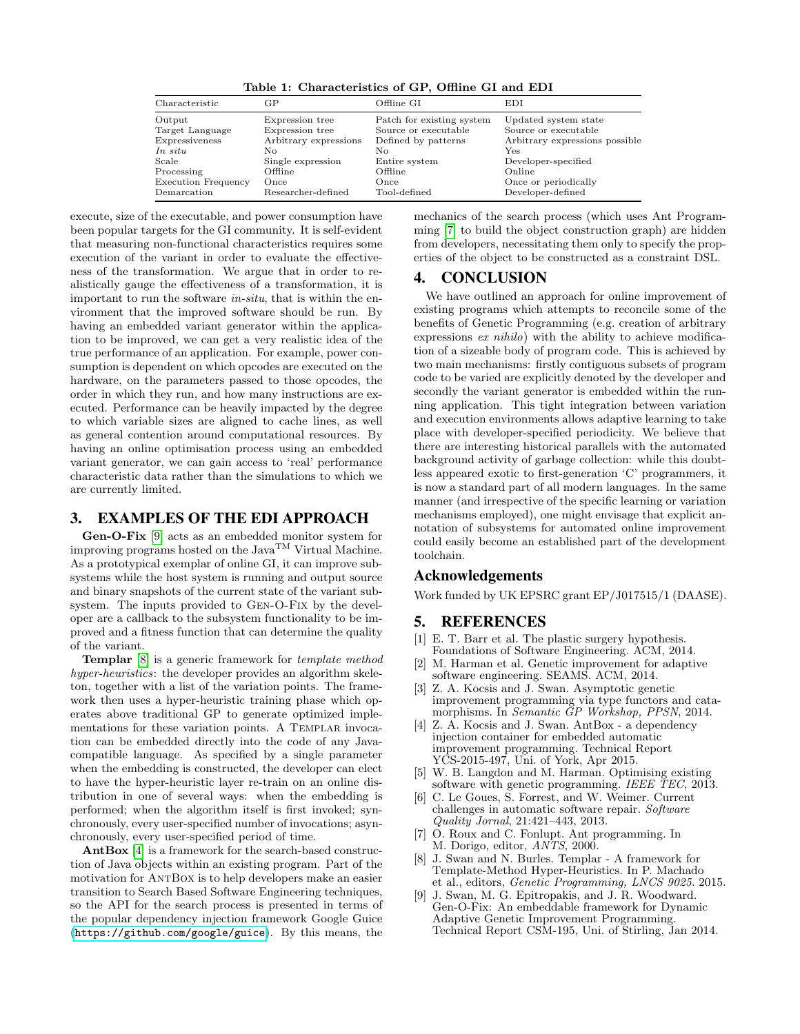**Table 1: Characteristics of GP, Offline GI and EDI**

| Characteristic | GP | Offline GI | EDI |
|---|---|---|---|
| Output | Expression tree | Patch for existing system | Updated system state |
| Target Language | Expression tree | Source or executable | Source or executable |
| Expressiveness | Arbitrary expressions | Defined by patterns | Arbitrary expressions possible |
| *In situ* | No | No | Yes |
| Scale | Single expression | Entire system | Developer-specified |
| Processing | Offline | Offline | Online |
| Execution Frequency | Once | Once | Once or periodically |
| Demarcation | Researcher-defined | Tool-defined | Developer-defined |

execute, size of the executable, and power consumption have been popular targets for the GI community. It is self-evident that measuring non-functional characteristics requires some execution of the variant in order to evaluate the effectiveness of the transformation. We argue that in order to realistically gauge the effectiveness of a transformation, it is important to run the software *in-situ*, that is within the environment that the improved software should be run. By having an embedded variant generator within the application to be improved, we can get a very realistic idea of the true performance of an application. For example, power consumption is dependent on which opcodes are executed on the hardware, on the parameters passed to those opcodes, the order in which they run, and how many instructions are executed. Performance can be heavily impacted by the degree to which variable sizes are aligned to cache lines, as well as general contention around computational resources. By having an online optimisation process using an embedded variant generator, we can gain access to 'real' performance characteristic data rather than the simulations to which we are currently limited.

## 3. EXAMPLES OF THE EDI APPROACH

**Gen-O-Fix** [9] acts as an embedded monitor system for improving programs hosted on the Java™ Virtual Machine. As a prototypical exemplar of online GI, it can improve subsystems while the host system is running and output source and binary snapshots of the current state of the variant subsystem. The inputs provided to Gen-O-Fix by the developer are a callback to the subsystem functionality to be improved and a fitness function that can determine the quality of the variant.

**Templar** [8] is a generic framework for *template method hyper-heuristics*: the developer provides an algorithm skeleton, together with a list of the variation points. The framework then uses a hyper-heuristic training phase which operates above traditional GP to generate optimized implementations for these variation points. A Templar invocation can be embedded directly into the code of any Java-compatible language. As specified by a single parameter when the embedding is constructed, the developer can elect to have the hyper-heuristic layer re-train on an online distribution in one of several ways: when the embedding is performed; when the algorithm itself is first invoked; synchronously, every user-specified number of invocations; asynchronously, every user-specified period of time.

**AntBox** [4] is a framework for the search-based construction of Java objects within an existing program. Part of the motivation for AntBox is to help developers make an easier transition to Search Based Software Engineering techniques, so the API for the search process is presented in terms of the popular dependency injection framework Google Guice (https://github.com/google/guice). By this means, the mechanics of the search process (which uses Ant Programming [7] to build the object construction graph) are hidden from developers, necessitating them only to specify the properties of the object to be constructed as a constraint DSL.

## 4. CONCLUSION

We have outlined an approach for online improvement of existing programs which attempts to reconcile some of the benefits of Genetic Programming (e.g. creation of arbitrary expressions *ex nihilo*) with the ability to achieve modification of a sizeable body of program code. This is achieved by two main mechanisms: firstly contiguous subsets of program code to be varied are explicitly denoted by the developer and secondly the variant generator is embedded within the running application. This tight integration between variation and execution environments allows adaptive learning to take place with developer-specified periodicity. We believe that there are interesting historical parallels with the automated background activity of garbage collection: while this doubtless appeared exotic to first-generation 'C' programmers, it is now a standard part of all modern languages. In the same manner (and irrespective of the specific learning or variation mechanisms employed), one might envisage that explicit annotation of subsystems for automated online improvement could easily become an established part of the development toolchain.

## Acknowledgements

Work funded by UK EPSRC grant EP/J017515/1 (DAASE).

## 5. REFERENCES

[1] E. T. Barr et al. The plastic surgery hypothesis. Foundations of Software Engineering. ACM, 2014.

[2] M. Harman et al. Genetic improvement for adaptive software engineering. SEAMS. ACM, 2014.

[3] Z. A. Kocsis and J. Swan. Asymptotic genetic improvement programming via type functors and catamorphisms. In *Semantic GP Workshop, PPSN*, 2014.

[4] Z. A. Kocsis and J. Swan. AntBox - a dependency injection container for embedded automatic improvement programming. Technical Report YCS-2015-497, Uni. of York, Apr 2015.

[5] W. B. Langdon and M. Harman. Optimising existing software with genetic programming. *IEEE TEC*, 2013.

[6] C. Le Goues, S. Forrest, and W. Weimer. Current challenges in automatic software repair. *Software Quality Jornal*, 21:421–443, 2013.

[7] O. Roux and C. Fonlupt. Ant programming. In M. Dorigo, editor, *ANTS*, 2000.

[8] J. Swan and N. Burles. Templar - A framework for Template-Method Hyper-Heuristics. In P. Machado et al., editors, *Genetic Programming, LNCS 9025*. 2015.

[9] J. Swan, M. G. Epitropakis, and J. R. Woodward. Gen-O-Fix: An embeddable framework for Dynamic Adaptive Genetic Improvement Programming. Technical Report CSM-195, Uni. of Stirling, Jan 2014.